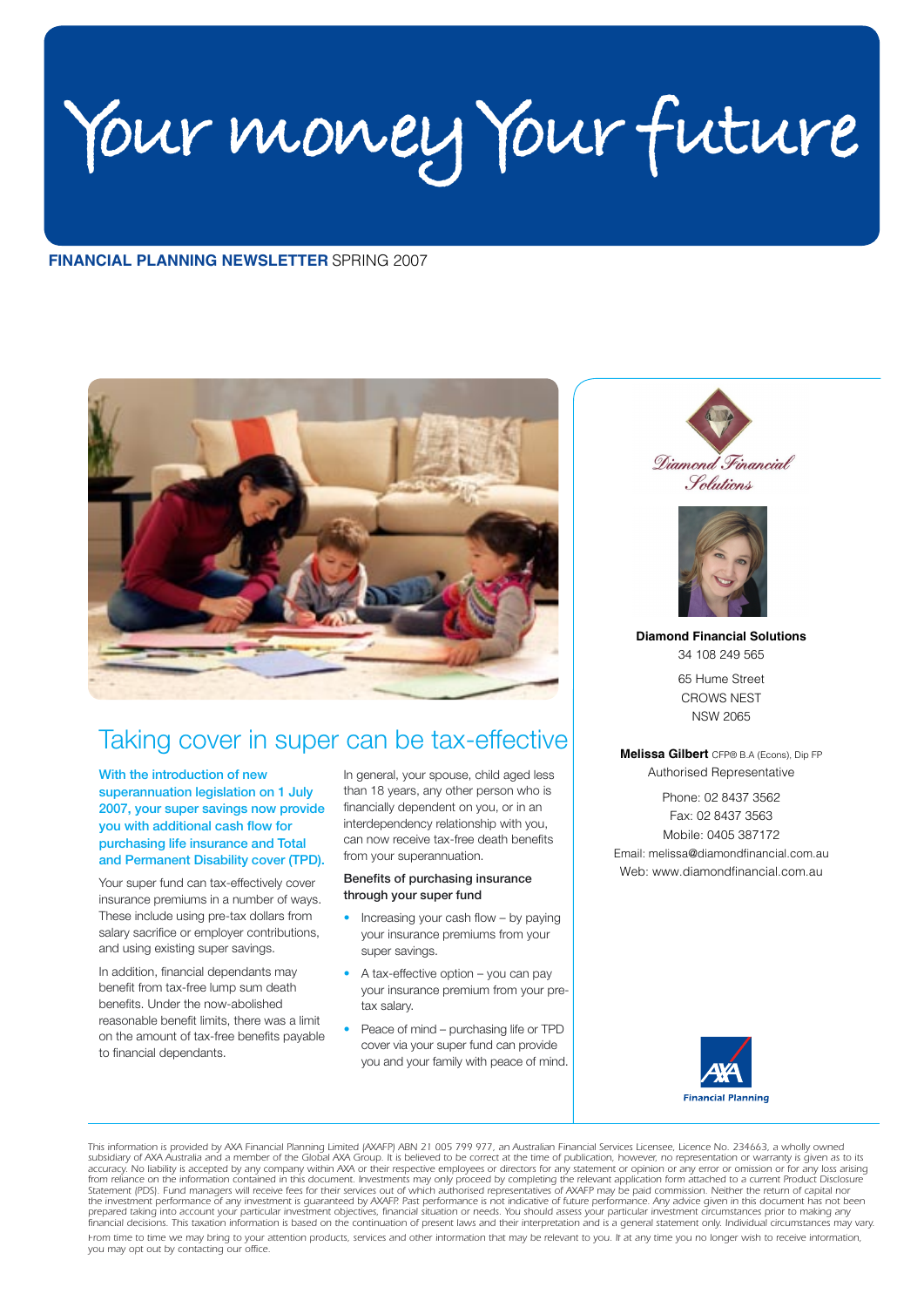# Your money Your future

**FINANCIAL PLANNING NEWSLETTER** SPRING 2007

## Taking cover in super can be tax-effective

**With the introduction of new superannuation legislation on 1 July 2007, your super savings now provide you with additional cash flow for purchasing life insurance and Total and Permanent Disability cover (TPD).**

Your super fund can tax-effectively cover insurance premiums in a number of ways. These include using pre-tax dollars from salary sacrifice or employer contributions, and using existing super savings.

In addition, financial dependants may benefit from tax-free lump sum death benefits. Under the now-abolished reasonable benefit limits, there was a limit on the amount of tax-free benefits payable to financial dependants.

In general, your spouse, child aged less than 18 years, any other person who is financially dependent on you, or in an interdependency relationship with you, can now receive tax-free death benefits from your superannuation.

### Benefits of purchasing insurance through your super fund

- Increasing your cash flow – by paying your insurance premiums from your super savings.
- A tax-effective option – you can pay your insurance premium from your pre-tax salary.
- Peace of mind – purchasing life or TPD cover via your super fund can provide you and your family with peace of mind.

Diamond Financial Solutions

**Diamond Financial Solutions**
34 108 249 565

65 Hume Street
CROWS NEST
NSW 2065

**Melissa Gilbert** CFP® B.A (Econs), Dip FP
Authorised Representative

Phone: 02 8437 3562
Fax: 02 8437 3563
Mobile: 0405 387172
Email: melissa@diamondfinancial.com.au
Web: www.diamondfinancial.com.au

AXA Financial Planning

---

*This information is provided by AXA Financial Planning Limited (AXAFP) ABN 21 005 799 977, an Australian Financial Services Licensee, Licence No. 234663, a wholly owned subsidiary of AXA Australia and a member of the Global AXA Group. It is believed to be correct at the time of publication, however, no representation or warranty is given as to its accuracy. No liability is accepted by any company within AXA or their respective employees or directors for any statement or opinion or any error or omission or for any loss arising from reliance on the information contained in this document. Investments may only proceed by completing the relevant application form attached to a current Product Disclosure Statement (PDS). Fund managers will receive fees for their services out of which authorised representatives of AXAFP may be paid commission. Neither the return of capital nor the investment performance of any investment is guaranteed by AXAFP. Past performance is not indicative of future performance. Any advice given in this document has not been prepared taking into account your particular investment objectives, financial situation or needs. You should assess your particular investment circumstances prior to making any financial decisions. This taxation information is based on the continuation of present laws and their interpretation and is a general statement only. Individual circumstances may vary.*

*From time to time we may bring to your attention products, services and other information that may be relevant to you. If at any time you no longer wish to receive information, you may opt out by contacting our office.*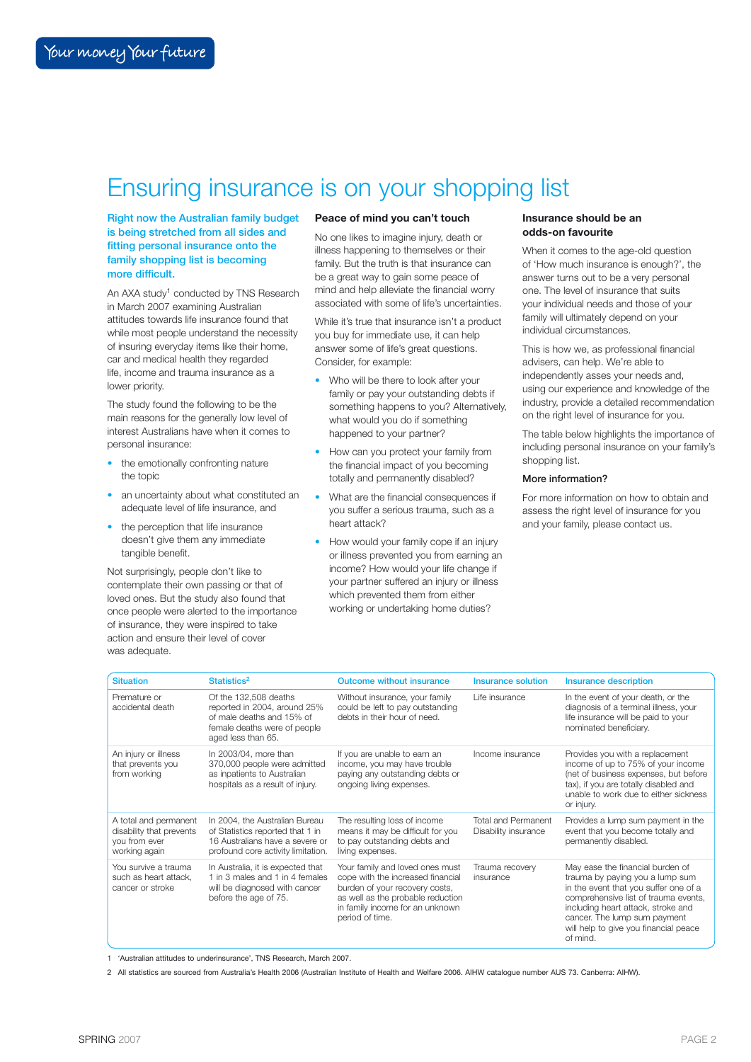# Ensuring insurance is on your shopping list

**Right now the Australian family budget is being stretched from all sides and fitting personal insurance onto the family shopping list is becoming more difficult.**

An AXA study[1] conducted by TNS Research in March 2007 examining Australian attitudes towards life insurance found that while most people understand the necessity of insuring everyday items like their home, car and medical health they regarded life, income and trauma insurance as a lower priority.

The study found the following to be the main reasons for the generally low level of interest Australians have when it comes to personal insurance:

- the emotionally confronting nature the topic
- an uncertainty about what constituted an adequate level of life insurance, and
- the perception that life insurance doesn't give them any immediate tangible benefit.

Not surprisingly, people don't like to contemplate their own passing or that of loved ones. But the study also found that once people were alerted to the importance of insurance, they were inspired to take action and ensure their level of cover was adequate.

### Peace of mind you can't touch

No one likes to imagine injury, death or illness happening to themselves or their family. But the truth is that insurance can be a great way to gain some peace of mind and help alleviate the financial worry associated with some of life's uncertainties.

While it's true that insurance isn't a product you buy for immediate use, it can help answer some of life's great questions. Consider, for example:

- Who will be there to look after your family or pay your outstanding debts if something happens to you? Alternatively, what would you do if something happened to your partner?
- How can you protect your family from the financial impact of you becoming totally and permanently disabled?
- What are the financial consequences if you suffer a serious trauma, such as a heart attack?
- How would your family cope if an injury or illness prevented you from earning an income? How would your life change if your partner suffered an injury or illness which prevented them from either working or undertaking home duties?

### Insurance should be an odds-on favourite

When it comes to the age-old question of 'How much insurance is enough?', the answer turns out to be a very personal one. The level of insurance that suits your individual needs and those of your family will ultimately depend on your individual circumstances.

This is how we, as professional financial advisers, can help. We're able to independently asses your needs and, using our experience and knowledge of the industry, provide a detailed recommendation on the right level of insurance for you.

The table below highlights the importance of including personal insurance on your family's shopping list.

### More information?

For more information on how to obtain and assess the right level of insurance for you and your family, please contact us.

| Situation | Statistics[2] | Outcome without insurance | Insurance solution | Insurance description |
|---|---|---|---|---|
| Premature or accidental death | Of the 132,508 deaths reported in 2004, around 25% of male deaths and 15% of female deaths were of people aged less than 65. | Without insurance, your family could be left to pay outstanding debts in their hour of need. | Life insurance | In the event of your death, or the diagnosis of a terminal illness, your life insurance will be paid to your nominated beneficiary. |
| An injury or illness that prevents you from working | In 2003/04, more than 370,000 people were admitted as inpatients to Australian hospitals as a result of injury. | If you are unable to earn an income, you may have trouble paying any outstanding debts or ongoing living expenses. | Income insurance | Provides you with a replacement income of up to 75% of your income (net of business expenses, but before tax), if you are totally disabled and unable to work due to either sickness or injury. |
| A total and permanent disability that prevents you from ever working again | In 2004, the Australian Bureau of Statistics reported that 1 in 16 Australians have a severe or profound core activity limitation. | The resulting loss of income means it may be difficult for you to pay outstanding debts and living expenses. | Total and Permanent Disability insurance | Provides a lump sum payment in the event that you become totally and permanently disabled. |
| You survive a trauma such as heart attack, cancer or stroke | In Australia, it is expected that 1 in 3 males and 1 in 4 females will be diagnosed with cancer before the age of 75. | Your family and loved ones must cope with the increased financial burden of your recovery costs, as well as the probable reduction in family income for an unknown period of time. | Trauma recovery insurance | May ease the financial burden of trauma by paying you a lump sum in the event that you suffer one of a comprehensive list of trauma events, including heart attack, stroke and cancer. The lump sum payment will help to give you financial peace of mind. |

1 'Australian attitudes to underinsurance', TNS Research, March 2007.

2 All statistics are sourced from Australia's Health 2006 (Australian Institute of Health and Welfare 2006. AIHW catalogue number AUS 73. Canberra: AIHW).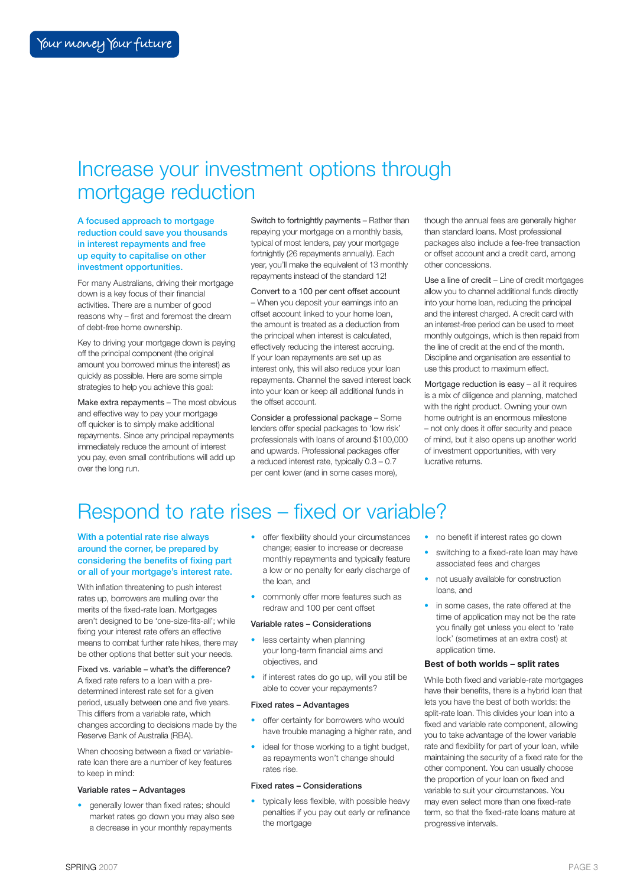#  Increase your investment options through mortgage reduction

**A focused approach to mortgage reduction could save you thousands in interest repayments and free up equity to capitalise on other investment opportunities.**

For many Australians, driving their mortgage down is a key focus of their financial activities. There are a number of good reasons why – first and foremost the dream of debt-free home ownership.

Key to driving your mortgage down is paying off the principal component (the original amount you borrowed minus the interest) as quickly as possible. Here are some simple strategies to help you achieve this goal:

Make extra repayments – The most obvious and effective way to pay your mortgage off quicker is to simply make additional repayments. Since any principal repayments immediately reduce the amount of interest you pay, even small contributions will add up over the long run.

Switch to fortnightly payments – Rather than repaying your mortgage on a monthly basis, typical of most lenders, pay your mortgage fortnightly (26 repayments annually). Each year, you'll make the equivalent of 13 monthly repayments instead of the standard 12!

Convert to a 100 per cent offset account – When you deposit your earnings into an offset account linked to your home loan, the amount is treated as a deduction from the principal when interest is calculated, effectively reducing the interest accruing. If your loan repayments are set up as interest only, this will also reduce your loan repayments. Channel the saved interest back into your loan or keep all additional funds in the offset account.

Consider a professional package – Some lenders offer special packages to 'low risk' professionals with loans of around $100,000 and upwards. Professional packages offer a reduced interest rate, typically 0.3 – 0.7 per cent lower (and in some cases more), though the annual fees are generally higher than standard loans. Most professional packages also include a fee-free transaction or offset account and a credit card, among other concessions.

Use a line of credit – Line of credit mortgages allow you to channel additional funds directly into your home loan, reducing the principal and the interest charged. A credit card with an interest-free period can be used to meet monthly outgoings, which is then repaid from the line of credit at the end of the month. Discipline and organisation are essential to use this product to maximum effect.

Mortgage reduction is easy – all it requires is a mix of diligence and planning, matched with the right product. Owning your own home outright is an enormous milestone – not only does it offer security and peace of mind, but it also opens up another world of investment opportunities, with very lucrative returns.

# Respond to rate rises – fixed or variable?

**With a potential rate rise always around the corner, be prepared by considering the benefits of fixing part or all of your mortgage's interest rate.**

With inflation threatening to push interest rates up, borrowers are mulling over the merits of the fixed-rate loan. Mortgages aren't designed to be 'one-size-fits-all'; while fixing your interest rate offers an effective means to combat further rate hikes, there may be other options that better suit your needs.

Fixed vs. variable – what's the difference? A fixed rate refers to a loan with a pre-determined interest rate set for a given period, usually between one and five years. This differs from a variable rate, which changes according to decisions made by the Reserve Bank of Australia (RBA).

When choosing between a fixed or variable-rate loan there are a number of key features to keep in mind:

### Variable rates – Advantages

- generally lower than fixed rates; should market rates go down you may also see a decrease in your monthly repayments
- offer flexibility should your circumstances change; easier to increase or decrease monthly repayments and typically feature a low or no penalty for early discharge of the loan, and
- commonly offer more features such as redraw and 100 per cent offset

### Variable rates – Considerations

- less certainty when planning your long-term financial aims and objectives, and
- if interest rates do go up, will you still be able to cover your repayments?

### Fixed rates – Advantages

- offer certainty for borrowers who would have trouble managing a higher rate, and
- ideal for those working to a tight budget, as repayments won't change should rates rise.

### Fixed rates – Considerations

- typically less flexible, with possible heavy penalties if you pay out early or refinance the mortgage
- no benefit if interest rates go down
- switching to a fixed-rate loan may have associated fees and charges
- not usually available for construction loans, and
- in some cases, the rate offered at the time of application may not be the rate you finally get unless you elect to 'rate lock' (sometimes at an extra cost) at application time.

### Best of both worlds – split rates

While both fixed and variable-rate mortgages have their benefits, there is a hybrid loan that lets you have the best of both worlds: the split-rate loan. This divides your loan into a fixed and variable rate component, allowing you to take advantage of the lower variable rate and flexibility for part of your loan, while maintaining the security of a fixed rate for the other component. You can usually choose the proportion of your loan on fixed and variable to suit your circumstances. You may even select more than one fixed-rate term, so that the fixed-rate loans mature at progressive intervals.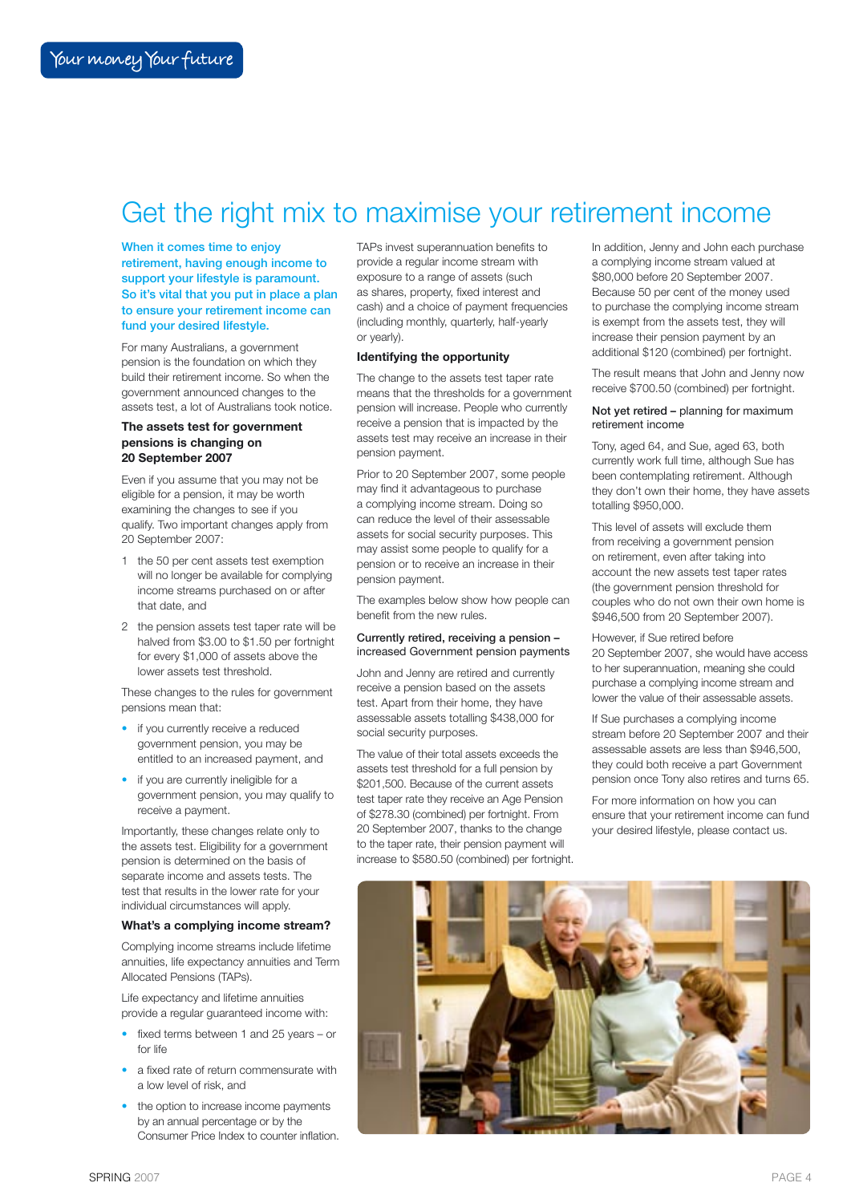# Get the right mix to maximise your retirement income

**When it comes time to enjoy retirement, having enough income to support your lifestyle is paramount. So it's vital that you put in place a plan to ensure your retirement income can fund your desired lifestyle.**

For many Australians, a government pension is the foundation on which they build their retirement income. So when the government announced changes to the assets test, a lot of Australians took notice.

### The assets test for government pensions is changing on 20 September 2007

Even if you assume that you may not be eligible for a pension, it may be worth examining the changes to see if you qualify. Two important changes apply from 20 September 2007:

1. the 50 per cent assets test exemption will no longer be available for complying income streams purchased on or after that date, and
2. the pension assets test taper rate will be halved from \$3.00 to \$1.50 per fortnight for every \$1,000 of assets above the lower assets test threshold.

These changes to the rules for government pensions mean that:

- if you currently receive a reduced government pension, you may be entitled to an increased payment, and
- if you are currently ineligible for a government pension, you may qualify to receive a payment.

Importantly, these changes relate only to the assets test. Eligibility for a government pension is determined on the basis of separate income and assets tests. The test that results in the lower rate for your individual circumstances will apply.

### What's a complying income stream?

Complying income streams include lifetime annuities, life expectancy annuities and Term Allocated Pensions (TAPs).

Life expectancy and lifetime annuities provide a regular guaranteed income with:

- fixed terms between 1 and 25 years – or for life
- a fixed rate of return commensurate with a low level of risk, and
- the option to increase income payments by an annual percentage or by the Consumer Price Index to counter inflation.

TAPs invest superannuation benefits to provide a regular income stream with exposure to a range of assets (such as shares, property, fixed interest and cash) and a choice of payment frequencies (including monthly, quarterly, half-yearly or yearly).

### Identifying the opportunity

The change to the assets test taper rate means that the thresholds for a government pension will increase. People who currently receive a pension that is impacted by the assets test may receive an increase in their pension payment.

Prior to 20 September 2007, some people may find it advantageous to purchase a complying income stream. Doing so can reduce the level of their assessable assets for social security purposes. This may assist some people to qualify for a pension or to receive an increase in their pension payment.

The examples below show how people can benefit from the new rules.

#### Currently retired, receiving a pension – increased Government pension payments

John and Jenny are retired and currently receive a pension based on the assets test. Apart from their home, they have assessable assets totalling \$438,000 for social security purposes.

The value of their total assets exceeds the assets test threshold for a full pension by \$201,500. Because of the current assets test taper rate they receive an Age Pension of \$278.30 (combined) per fortnight. From 20 September 2007, thanks to the change to the taper rate, their pension payment will increase to \$580.50 (combined) per fortnight.

In addition, Jenny and John each purchase a complying income stream valued at \$80,000 before 20 September 2007. Because 50 per cent of the money used to purchase the complying income stream is exempt from the assets test, they will increase their pension payment by an additional \$120 (combined) per fortnight.

The result means that John and Jenny now receive \$700.50 (combined) per fortnight.

#### Not yet retired – planning for maximum retirement income

Tony, aged 64, and Sue, aged 63, both currently work full time, although Sue has been contemplating retirement. Although they don't own their home, they have assets totalling \$950,000.

This level of assets will exclude them from receiving a government pension on retirement, even after taking into account the new assets test taper rates (the government pension threshold for couples who do not own their own home is \$946,500 from 20 September 2007).

However, if Sue retired before 20 September 2007, she would have access to her superannuation, meaning she could purchase a complying income stream and lower the value of their assessable assets.

If Sue purchases a complying income stream before 20 September 2007 and their assessable assets are less than \$946,500, they could both receive a part Government pension once Tony also retires and turns 65.

For more information on how you can ensure that your retirement income can fund your desired lifestyle, please contact us.